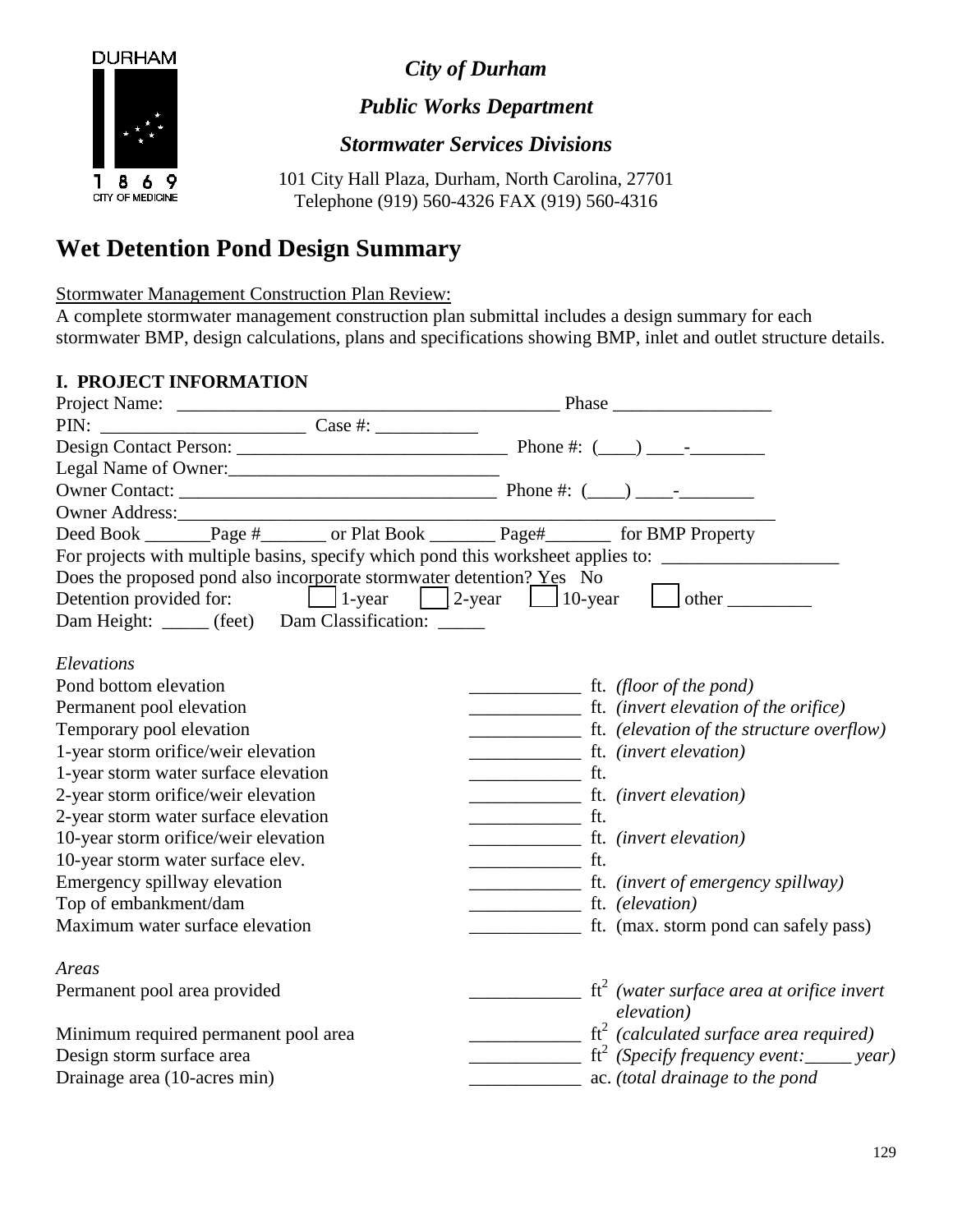DURHAM

1869

CITY OF MEDICINE

***City of Durham***

***Public Works Department***

***Stormwater Services Divisions***

101 City Hall Plaza, Durham, North Carolina, 27701
Telephone (919) 560-4326 FAX (919) 560-4316

# Wet Detention Pond Design Summary

Stormwater Management Construction Plan Review:
A complete stormwater management construction plan submittal includes a design summary for each stormwater BMP, design calculations, plans and specifications showing BMP, inlet and outlet structure details.

## I. PROJECT INFORMATION

Project Name: __________________________________________ Phase _________________

PIN: ______________________ Case #: ___________

Design Contact Person: _____________________________ Phone #: (____) ____-________

Legal Name of Owner:_____________________________

Owner Contact: __________________________________ Phone #: (____) ____-________

Owner Address:___________________________________________________________

Deed Book _______Page #_______ or Plat Book _______ Page#_______ for BMP Property

For projects with multiple basins, specify which pond this worksheet applies to: ___________________

Does the proposed pond also incorporate stormwater detention? Yes No

Detention provided for: ☐ 1-year ☐ 2-year ☐ 10-year ☐ other _________

Dam Height: _____ (feet) Dam Classification: _____

*Elevations*

| | | |
|---|---|---|
| Pond bottom elevation | ____________ ft. | *(floor of the pond)* |
| Permanent pool elevation | ____________ ft. | *(invert elevation of the orifice)* |
| Temporary pool elevation | ____________ ft. | *(elevation of the structure overflow)* |
| 1-year storm orifice/weir elevation | ____________ ft. | *(invert elevation)* |
| 1-year storm water surface elevation | ____________ ft. | |
| 2-year storm orifice/weir elevation | ____________ ft. | *(invert elevation)* |
| 2-year storm water surface elevation | ____________ ft. | |
| 10-year storm orifice/weir elevation | ____________ ft. | *(invert elevation)* |
| 10-year storm water surface elev. | ____________ ft. | |
| Emergency spillway elevation | ____________ ft. | *(invert of emergency spillway)* |
| Top of embankment/dam | ____________ ft. | *(elevation)* |
| Maximum water surface elevation | ____________ ft. | (max. storm pond can safely pass) |

*Areas*

| | | |
|---|---|---|
| Permanent pool area provided | ____________ $ft^2$ | *(water surface area at orifice invert elevation)* |
| Minimum required permanent pool area | ____________ $ft^2$ | *(calculated surface area required)* |
| Design storm surface area | ____________ $ft^2$ | *(Specify frequency event:_____ year)* |
| Drainage area (10-acres min) | ____________ ac. | *(total drainage to the pond* |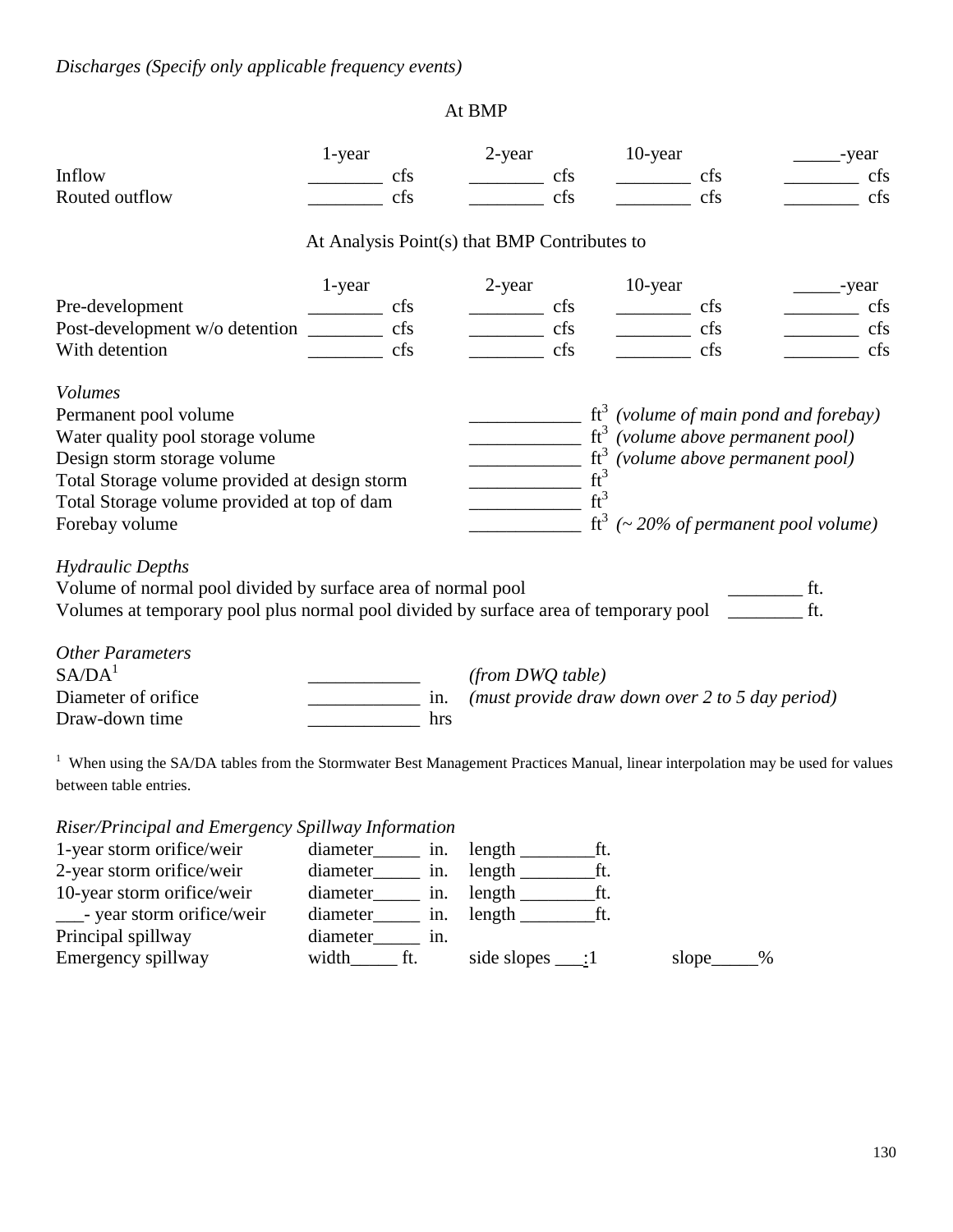*Discharges (Specify only applicable frequency events)*

At BMP

| | 1-year | 2-year | 10-year | _____-year |
|---|---|---|---|---|
| Inflow | ________ cfs | ________ cfs | ________ cfs | ________ cfs |
| Routed outflow | ________ cfs | ________ cfs | ________ cfs | ________ cfs |

At Analysis Point(s) that BMP Contributes to

| | 1-year | 2-year | 10-year | _____-year |
|---|---|---|---|---|
| Pre-development | ________ cfs | ________ cfs | ________ cfs | ________ cfs |
| Post-development w/o detention | ________ cfs | ________ cfs | ________ cfs | ________ cfs |
| With detention | ________ cfs | ________ cfs | ________ cfs | ________ cfs |

*Volumes*

| | | |
|---|---|---|
| Permanent pool volume | ____________ $ft^3$ | *(volume of main pond and forebay)* |
| Water quality pool storage volume | ____________ $ft^3$ | *(volume above permanent pool)* |
| Design storm storage volume | ____________ $ft^3$ | *(volume above permanent pool)* |
| Total Storage volume provided at design storm | ____________ $ft^3$ | |
| Total Storage volume provided at top of dam | ____________ $ft^3$ | |
| Forebay volume | ____________ $ft^3$ | *(~ 20% of permanent pool volume)* |

*Hydraulic Depths*

Volume of normal pool divided by surface area of normal pool ________ ft.

Volumes at temporary pool plus normal pool divided by surface area of temporary pool ________ ft.

*Other Parameters*

| | | |
|---|---|---|
| SA/DA[1] | ____________ | *(from DWQ table)* |
| Diameter of orifice | ____________ in. | *(must provide draw down over 2 to 5 day period)* |
| Draw-down time | ____________ hrs | |

[1] When using the SA/DA tables from the Stormwater Best Management Practices Manual, linear interpolation may be used for values between table entries.

*Riser/Principal and Emergency Spillway Information*

| | | | |
|---|---|---|---|
| 1-year storm orifice/weir | diameter_____ in. | length ________ft. | |
| 2-year storm orifice/weir | diameter_____ in. | length ________ft. | |
| 10-year storm orifice/weir | diameter_____ in. | length ________ft. | |
| ___- year storm orifice/weir | diameter_____ in. | length ________ft. | |
| Principal spillway | diameter_____ in. | | |
| Emergency spillway | width_____ ft. | side slopes ___:1 | slope_____% |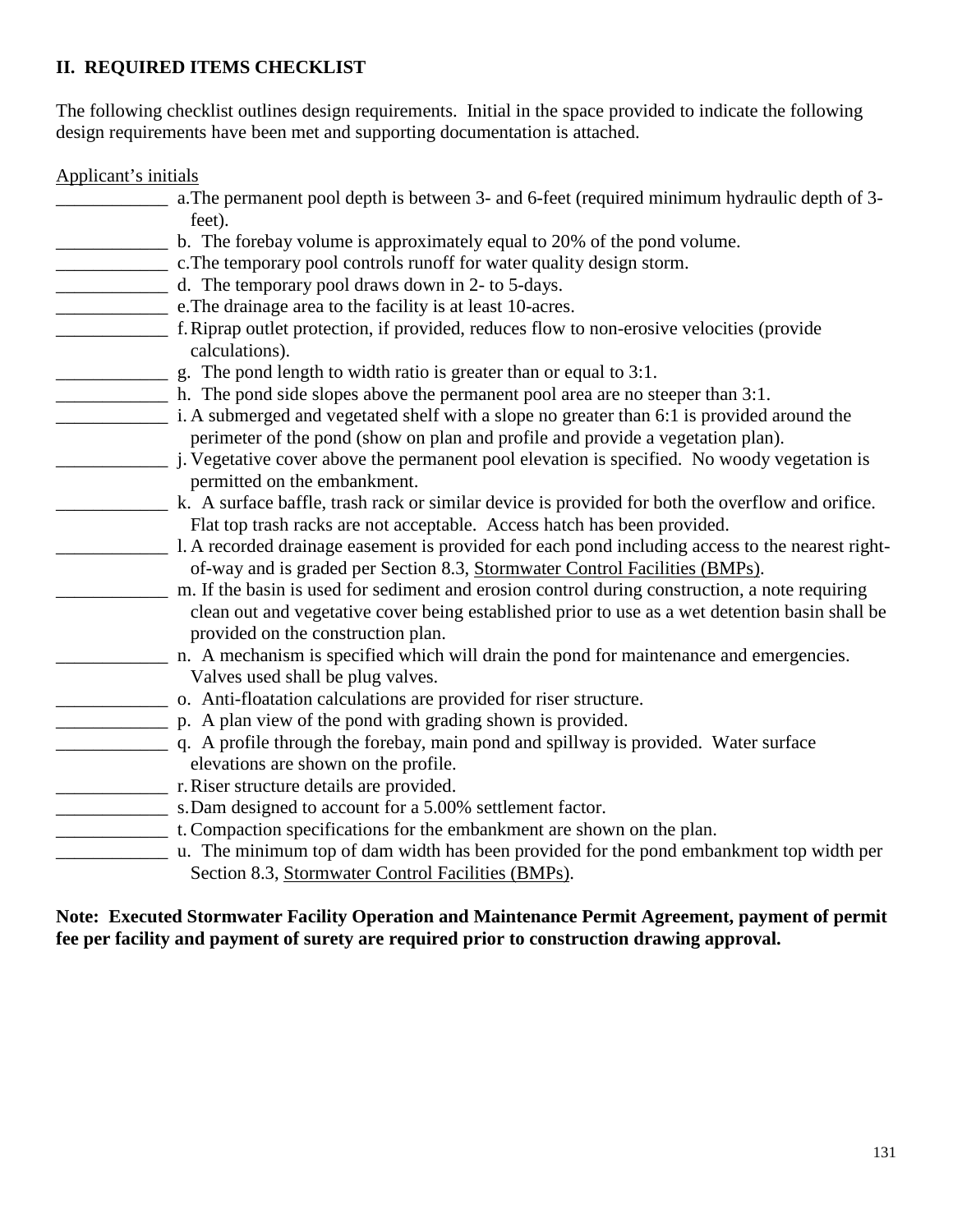## II. REQUIRED ITEMS CHECKLIST

The following checklist outlines design requirements. Initial in the space provided to indicate the following design requirements have been met and supporting documentation is attached.

Applicant's initials

____________ a. The permanent pool depth is between 3- and 6-feet (required minimum hydraulic depth of 3-feet).

____________ b. The forebay volume is approximately equal to 20% of the pond volume.

____________ c. The temporary pool controls runoff for water quality design storm.

____________ d. The temporary pool draws down in 2- to 5-days.

____________ e. The drainage area to the facility is at least 10-acres.

____________ f. Riprap outlet protection, if provided, reduces flow to non-erosive velocities (provide calculations).

____________ g. The pond length to width ratio is greater than or equal to 3:1.

____________ h. The pond side slopes above the permanent pool area are no steeper than 3:1.

____________ i. A submerged and vegetated shelf with a slope no greater than 6:1 is provided around the perimeter of the pond (show on plan and profile and provide a vegetation plan).

____________ j. Vegetative cover above the permanent pool elevation is specified. No woody vegetation is permitted on the embankment.

____________ k. A surface baffle, trash rack or similar device is provided for both the overflow and orifice. Flat top trash racks are not acceptable. Access hatch has been provided.

____________ l. A recorded drainage easement is provided for each pond including access to the nearest right-of-way and is graded per Section 8.3, Stormwater Control Facilities (BMPs).

____________ m. If the basin is used for sediment and erosion control during construction, a note requiring clean out and vegetative cover being established prior to use as a wet detention basin shall be provided on the construction plan.

____________ n. A mechanism is specified which will drain the pond for maintenance and emergencies. Valves used shall be plug valves.

____________ o. Anti-floatation calculations are provided for riser structure.

____________ p. A plan view of the pond with grading shown is provided.

____________ q. A profile through the forebay, main pond and spillway is provided. Water surface elevations are shown on the profile.

____________ r. Riser structure details are provided.

____________ s. Dam designed to account for a 5.00% settlement factor.

____________ t. Compaction specifications for the embankment are shown on the plan.

____________ u. The minimum top of dam width has been provided for the pond embankment top width per Section 8.3, Stormwater Control Facilities (BMPs).

**Note: Executed Stormwater Facility Operation and Maintenance Permit Agreement, payment of permit fee per facility and payment of surety are required prior to construction drawing approval.**